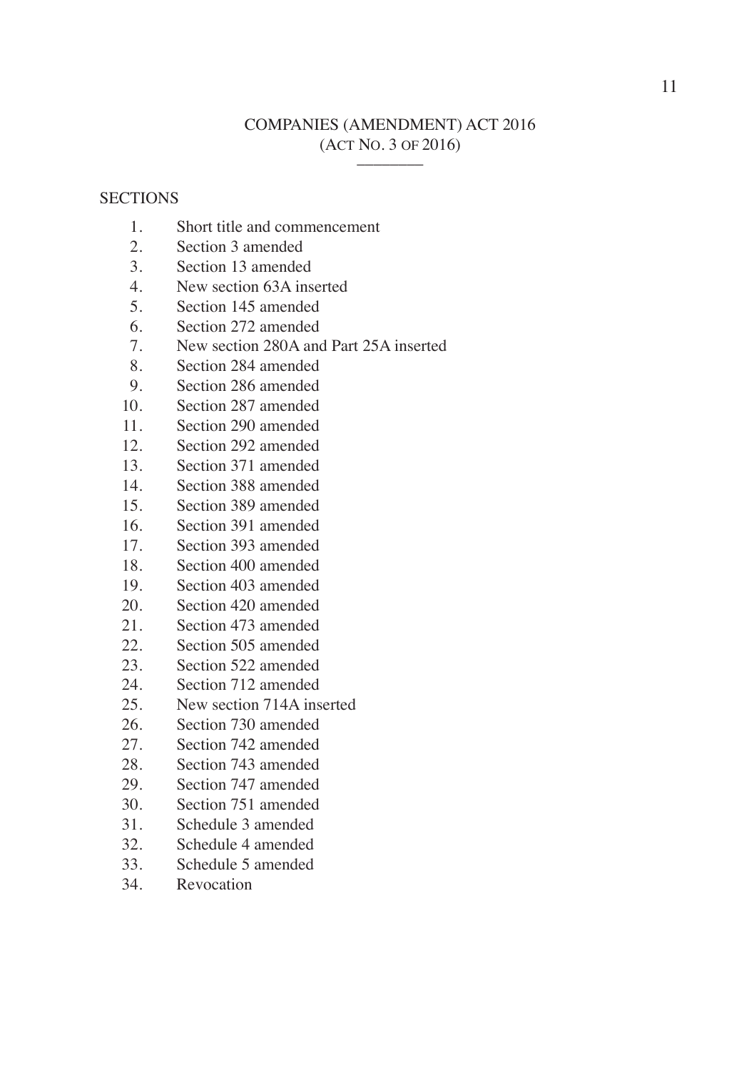# COMPANIES (AMENDMENT) ACT 2016
## (ACT NO. 3 OF 2016)

---

SECTIONS

1. Short title and commencement
2. Section 3 amended
3. Section 13 amended
4. New section 63A inserted
5. Section 145 amended
6. Section 272 amended
7. New section 280A and Part 25A inserted
8. Section 284 amended
9. Section 286 amended
10. Section 287 amended
11. Section 290 amended
12. Section 292 amended
13. Section 371 amended
14. Section 388 amended
15. Section 389 amended
16. Section 391 amended
17. Section 393 amended
18. Section 400 amended
19. Section 403 amended
20. Section 420 amended
21. Section 473 amended
22. Section 505 amended
23. Section 522 amended
24. Section 712 amended
25. New section 714A inserted
26. Section 730 amended
27. Section 742 amended
28. Section 743 amended
29. Section 747 amended
30. Section 751 amended
31. Schedule 3 amended
32. Schedule 4 amended
33. Schedule 5 amended
34. Revocation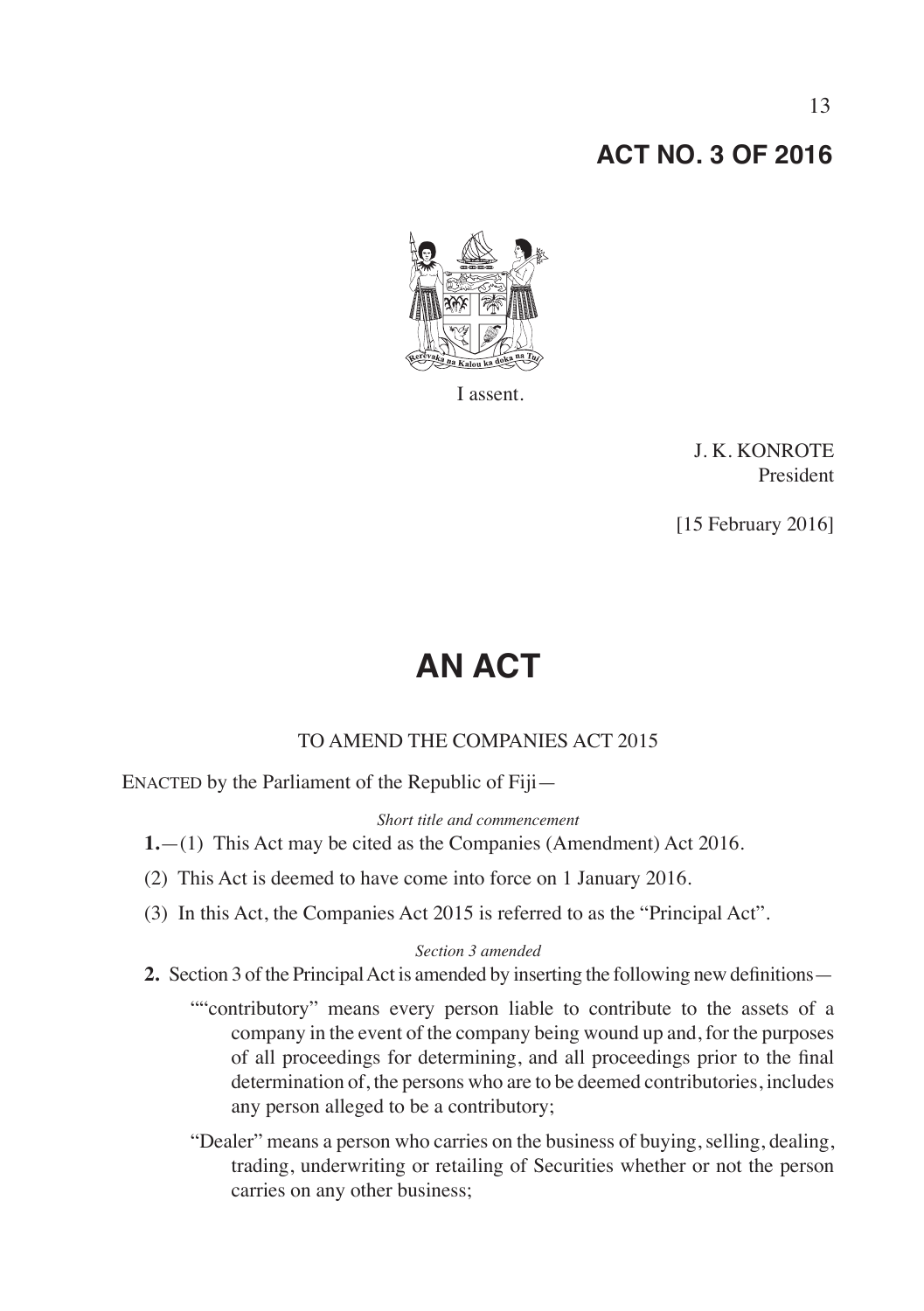# ACT NO. 3 OF 2016

I assent.

J. K. KONROTE
President

[15 February 2016]

# AN ACT

TO AMEND THE COMPANIES ACT 2015

ENACTED by the Parliament of the Republic of Fiji—

*Short title and commencement*

**1.**—(1) This Act may be cited as the Companies (Amendment) Act 2016.

(2) This Act is deemed to have come into force on 1 January 2016.

(3) In this Act, the Companies Act 2015 is referred to as the "Principal Act".

*Section 3 amended*

**2.** Section 3 of the Principal Act is amended by inserting the following new definitions—

""contributory" means every person liable to contribute to the assets of a company in the event of the company being wound up and, for the purposes of all proceedings for determining, and all proceedings prior to the final determination of, the persons who are to be deemed contributories, includes any person alleged to be a contributory;

"Dealer" means a person who carries on the business of buying, selling, dealing, trading, underwriting or retailing of Securities whether or not the person carries on any other business;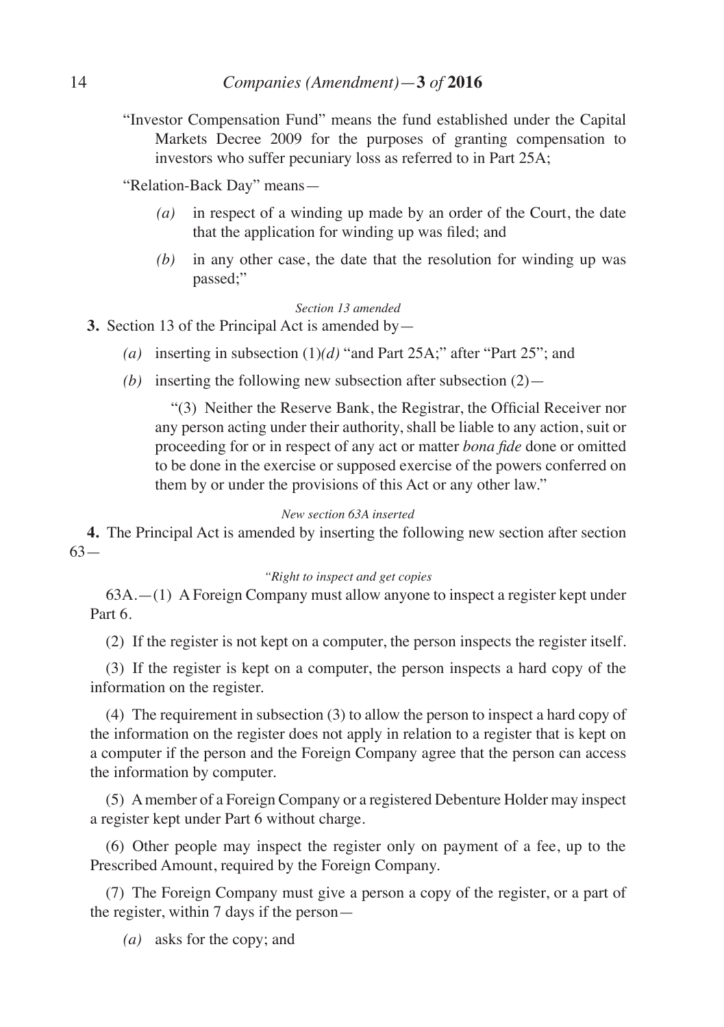"Investor Compensation Fund" means the fund established under the Capital Markets Decree 2009 for the purposes of granting compensation to investors who suffer pecuniary loss as referred to in Part 25A;

"Relation-Back Day" means—

*(a)* in respect of a winding up made by an order of the Court, the date that the application for winding up was filed; and

*(b)* in any other case, the date that the resolution for winding up was passed;"

*Section 13 amended*

**3.** Section 13 of the Principal Act is amended by—

*(a)* inserting in subsection (1)*(d)* "and Part 25A;" after "Part 25"; and

*(b)* inserting the following new subsection after subsection (2)—

"(3) Neither the Reserve Bank, the Registrar, the Official Receiver nor any person acting under their authority, shall be liable to any action, suit or proceeding for or in respect of any act or matter *bona fide* done or omitted to be done in the exercise or supposed exercise of the powers conferred on them by or under the provisions of this Act or any other law."

*New section 63A inserted*

**4.** The Principal Act is amended by inserting the following new section after section 63—

*"Right to inspect and get copies*

63A.—(1) A Foreign Company must allow anyone to inspect a register kept under Part 6.

(2) If the register is not kept on a computer, the person inspects the register itself.

(3) If the register is kept on a computer, the person inspects a hard copy of the information on the register.

(4) The requirement in subsection (3) to allow the person to inspect a hard copy of the information on the register does not apply in relation to a register that is kept on a computer if the person and the Foreign Company agree that the person can access the information by computer.

(5) A member of a Foreign Company or a registered Debenture Holder may inspect a register kept under Part 6 without charge.

(6) Other people may inspect the register only on payment of a fee, up to the Prescribed Amount, required by the Foreign Company.

(7) The Foreign Company must give a person a copy of the register, or a part of the register, within 7 days if the person—

*(a)* asks for the copy; and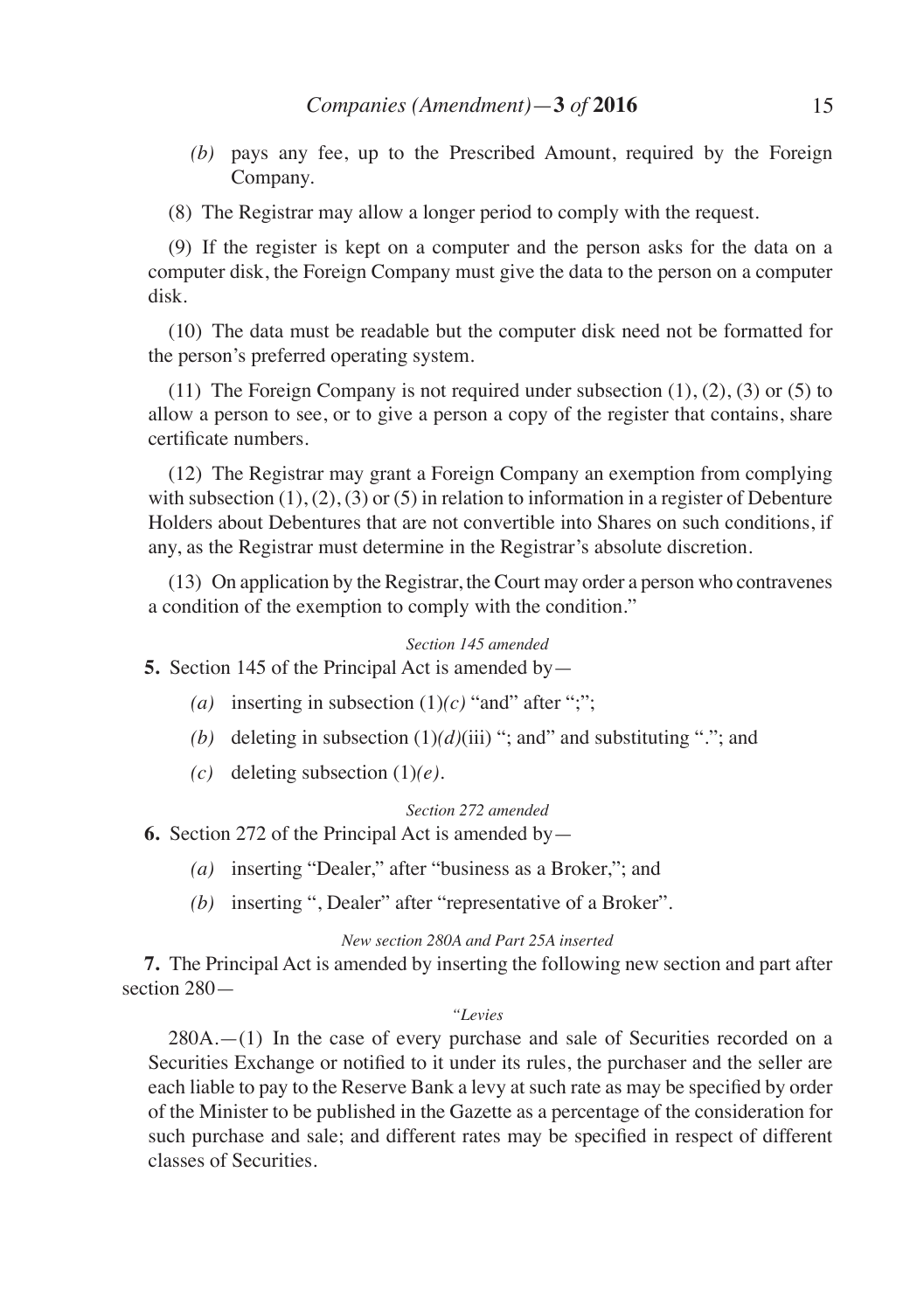*(b)* pays any fee, up to the Prescribed Amount, required by the Foreign Company.

(8) The Registrar may allow a longer period to comply with the request.

(9) If the register is kept on a computer and the person asks for the data on a computer disk, the Foreign Company must give the data to the person on a computer disk.

(10) The data must be readable but the computer disk need not be formatted for the person's preferred operating system.

(11) The Foreign Company is not required under subsection (1), (2), (3) or (5) to allow a person to see, or to give a person a copy of the register that contains, share certificate numbers.

(12) The Registrar may grant a Foreign Company an exemption from complying with subsection (1), (2), (3) or (5) in relation to information in a register of Debenture Holders about Debentures that are not convertible into Shares on such conditions, if any, as the Registrar must determine in the Registrar's absolute discretion.

(13) On application by the Registrar, the Court may order a person who contravenes a condition of the exemption to comply with the condition."

*Section 145 amended*

**5.** Section 145 of the Principal Act is amended by—

*(a)* inserting in subsection (1)*(c)* "and" after ";";

*(b)* deleting in subsection (1)*(d)*(iii) "; and" and substituting "."; and

*(c)* deleting subsection (1)*(e)*.

*Section 272 amended*

**6.** Section 272 of the Principal Act is amended by—

*(a)* inserting "Dealer," after "business as a Broker,"; and

*(b)* inserting ", Dealer" after "representative of a Broker".

*New section 280A and Part 25A inserted*

**7.** The Principal Act is amended by inserting the following new section and part after section 280—

*"Levies*

280A.—(1) In the case of every purchase and sale of Securities recorded on a Securities Exchange or notified to it under its rules, the purchaser and the seller are each liable to pay to the Reserve Bank a levy at such rate as may be specified by order of the Minister to be published in the Gazette as a percentage of the consideration for such purchase and sale; and different rates may be specified in respect of different classes of Securities.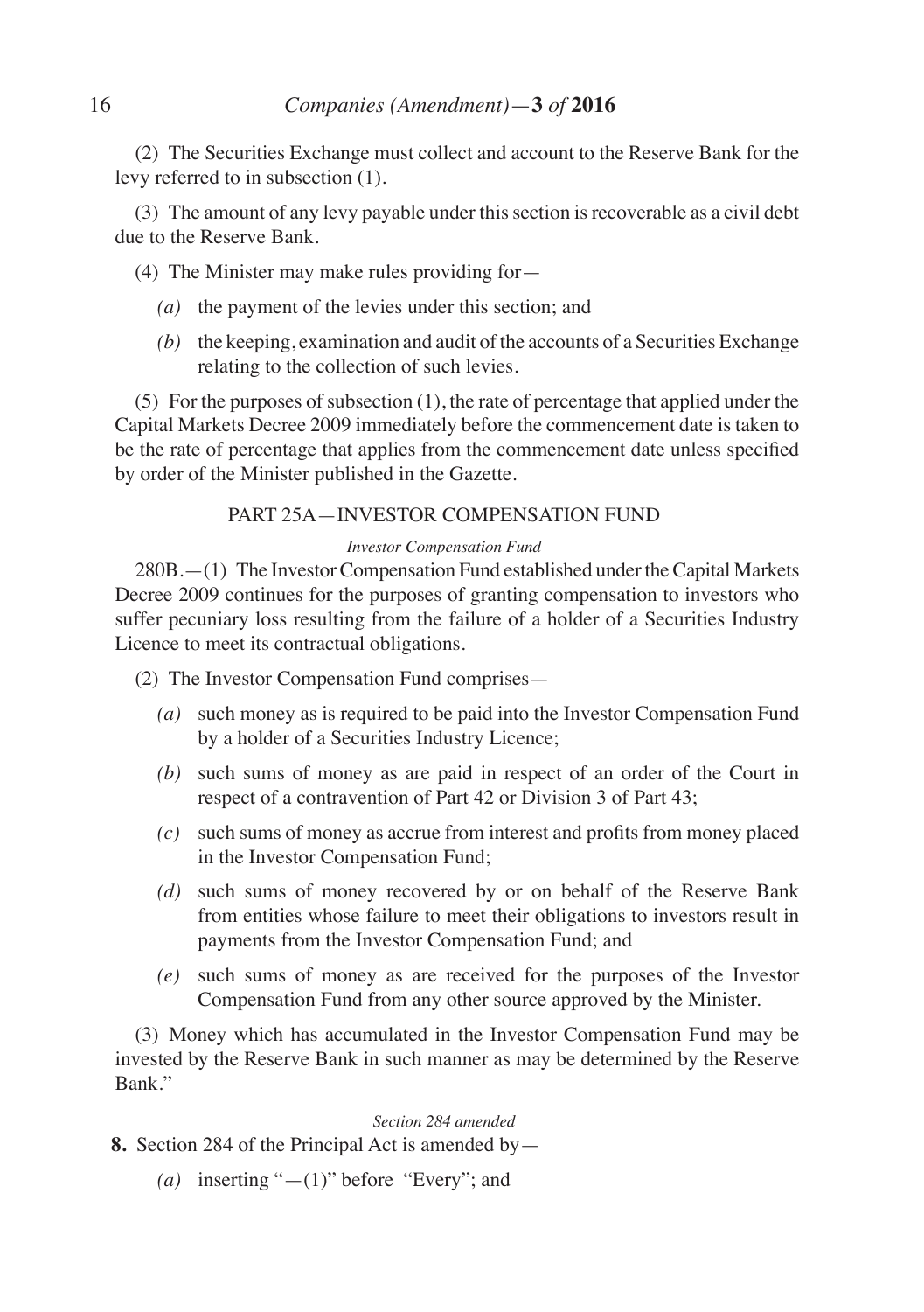(2) The Securities Exchange must collect and account to the Reserve Bank for the levy referred to in subsection (1).

(3) The amount of any levy payable under this section is recoverable as a civil debt due to the Reserve Bank.

(4) The Minister may make rules providing for—

*(a)* the payment of the levies under this section; and

*(b)* the keeping, examination and audit of the accounts of a Securities Exchange relating to the collection of such levies.

(5) For the purposes of subsection (1), the rate of percentage that applied under the Capital Markets Decree 2009 immediately before the commencement date is taken to be the rate of percentage that applies from the commencement date unless specified by order of the Minister published in the Gazette.

PART 25A—INVESTOR COMPENSATION FUND

*Investor Compensation Fund*

280B.—(1) The Investor Compensation Fund established under the Capital Markets Decree 2009 continues for the purposes of granting compensation to investors who suffer pecuniary loss resulting from the failure of a holder of a Securities Industry Licence to meet its contractual obligations.

(2) The Investor Compensation Fund comprises—

*(a)* such money as is required to be paid into the Investor Compensation Fund by a holder of a Securities Industry Licence;

*(b)* such sums of money as are paid in respect of an order of the Court in respect of a contravention of Part 42 or Division 3 of Part 43;

*(c)* such sums of money as accrue from interest and profits from money placed in the Investor Compensation Fund;

*(d)* such sums of money recovered by or on behalf of the Reserve Bank from entities whose failure to meet their obligations to investors result in payments from the Investor Compensation Fund; and

*(e)* such sums of money as are received for the purposes of the Investor Compensation Fund from any other source approved by the Minister.

(3) Money which has accumulated in the Investor Compensation Fund may be invested by the Reserve Bank in such manner as may be determined by the Reserve Bank."

*Section 284 amended*

**8.** Section 284 of the Principal Act is amended by—

*(a)* inserting "—(1)" before "Every"; and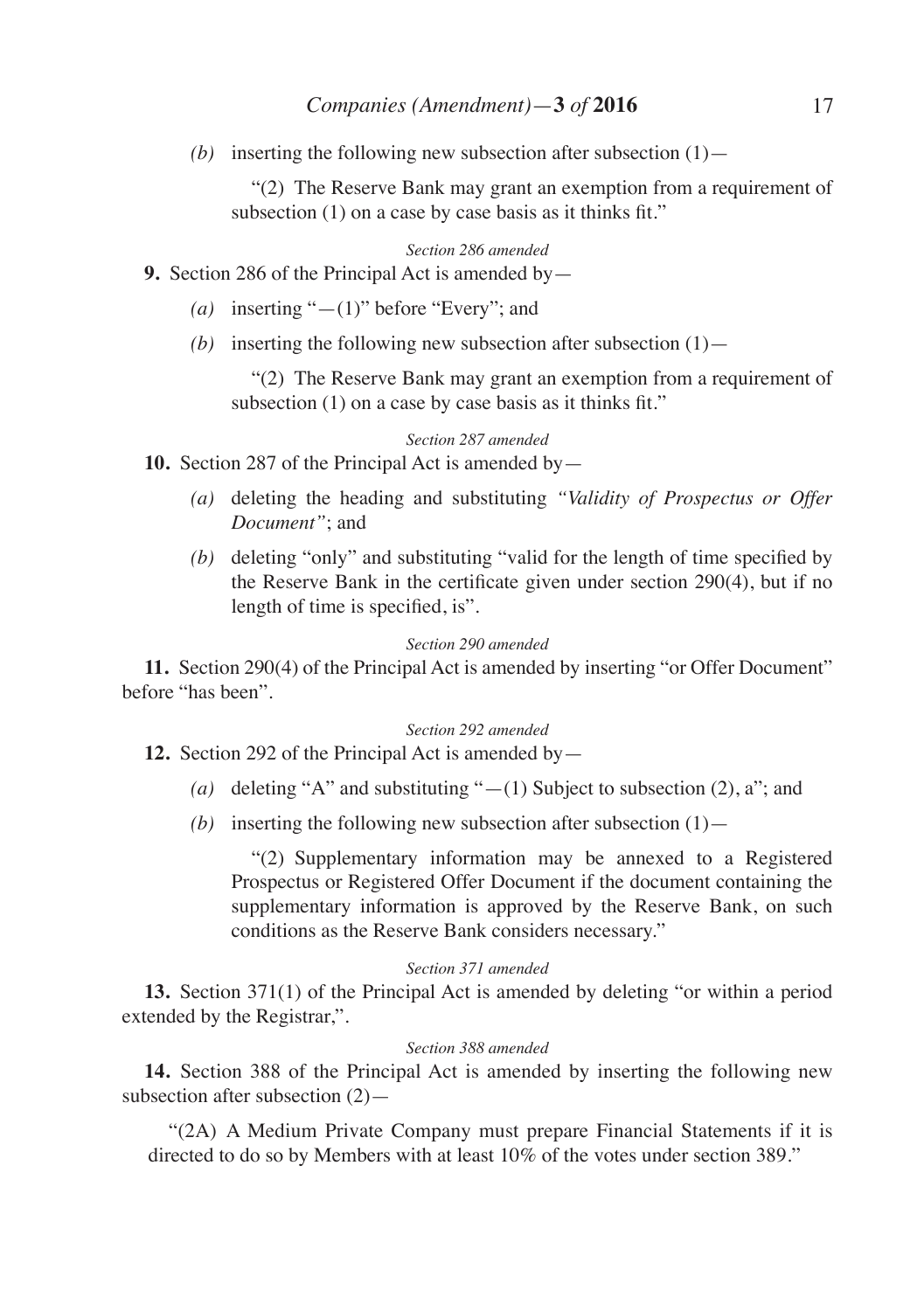*(b)* inserting the following new subsection after subsection (1)—

"(2) The Reserve Bank may grant an exemption from a requirement of subsection (1) on a case by case basis as it thinks fit."

*Section 286 amended*

**9.** Section 286 of the Principal Act is amended by—

*(a)* inserting "—(1)" before "Every"; and

*(b)* inserting the following new subsection after subsection (1)—

"(2) The Reserve Bank may grant an exemption from a requirement of subsection (1) on a case by case basis as it thinks fit."

*Section 287 amended*

**10.** Section 287 of the Principal Act is amended by—

*(a)* deleting the heading and substituting *"Validity of Prospectus or Offer Document"*; and

*(b)* deleting "only" and substituting "valid for the length of time specified by the Reserve Bank in the certificate given under section 290(4), but if no length of time is specified, is".

*Section 290 amended*

**11.** Section 290(4) of the Principal Act is amended by inserting "or Offer Document" before "has been".

*Section 292 amended*

**12.** Section 292 of the Principal Act is amended by—

*(a)* deleting "A" and substituting "—(1) Subject to subsection (2), a"; and

*(b)* inserting the following new subsection after subsection (1)—

"(2) Supplementary information may be annexed to a Registered Prospectus or Registered Offer Document if the document containing the supplementary information is approved by the Reserve Bank, on such conditions as the Reserve Bank considers necessary."

*Section 371 amended*

**13.** Section 371(1) of the Principal Act is amended by deleting "or within a period extended by the Registrar,".

*Section 388 amended*

**14.** Section 388 of the Principal Act is amended by inserting the following new subsection after subsection (2)—

"(2A) A Medium Private Company must prepare Financial Statements if it is directed to do so by Members with at least 10% of the votes under section 389."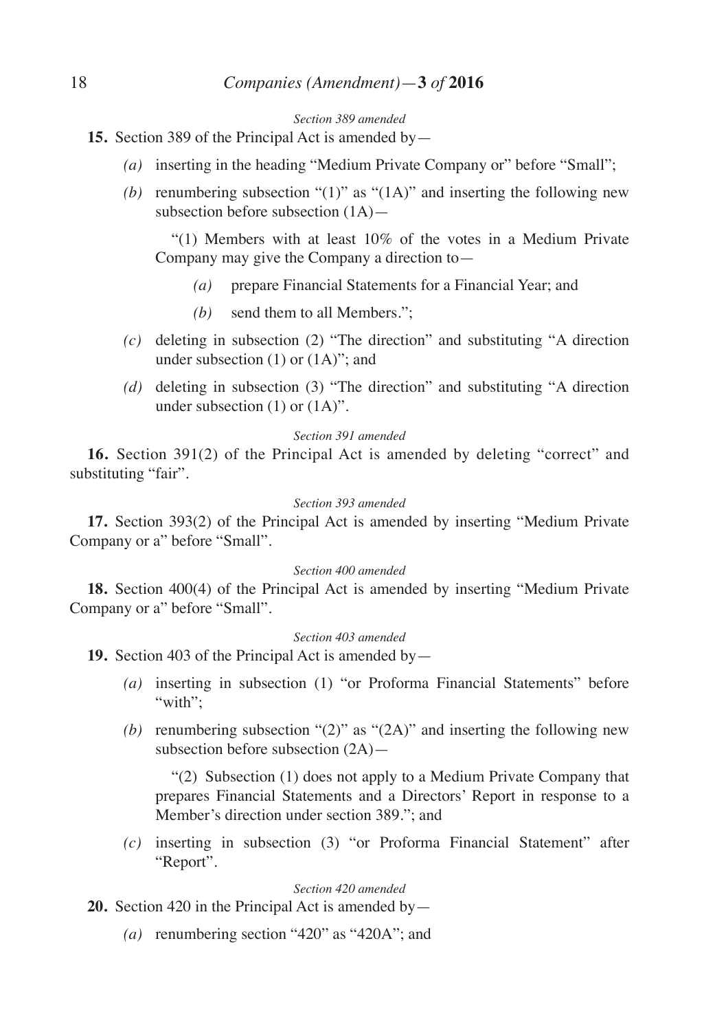*Section 389 amended*

**15.** Section 389 of the Principal Act is amended by—

*(a)* inserting in the heading "Medium Private Company or" before "Small";

*(b)* renumbering subsection "(1)" as "(1A)" and inserting the following new subsection before subsection (1A)—

"(1) Members with at least 10% of the votes in a Medium Private Company may give the Company a direction to—

*(a)* prepare Financial Statements for a Financial Year; and

*(b)* send them to all Members.";

*(c)* deleting in subsection (2) "The direction" and substituting "A direction under subsection (1) or (1A)"; and

*(d)* deleting in subsection (3) "The direction" and substituting "A direction under subsection (1) or (1A)".

*Section 391 amended*

**16.** Section 391(2) of the Principal Act is amended by deleting "correct" and substituting "fair".

*Section 393 amended*

**17.** Section 393(2) of the Principal Act is amended by inserting "Medium Private Company or a" before "Small".

*Section 400 amended*

**18.** Section 400(4) of the Principal Act is amended by inserting "Medium Private Company or a" before "Small".

*Section 403 amended*

**19.** Section 403 of the Principal Act is amended by—

*(a)* inserting in subsection (1) "or Proforma Financial Statements" before "with";

*(b)* renumbering subsection "(2)" as "(2A)" and inserting the following new subsection before subsection (2A)—

"(2) Subsection (1) does not apply to a Medium Private Company that prepares Financial Statements and a Directors' Report in response to a Member's direction under section 389."; and

*(c)* inserting in subsection (3) "or Proforma Financial Statement" after "Report".

*Section 420 amended*

**20.** Section 420 in the Principal Act is amended by—

*(a)* renumbering section "420" as "420A"; and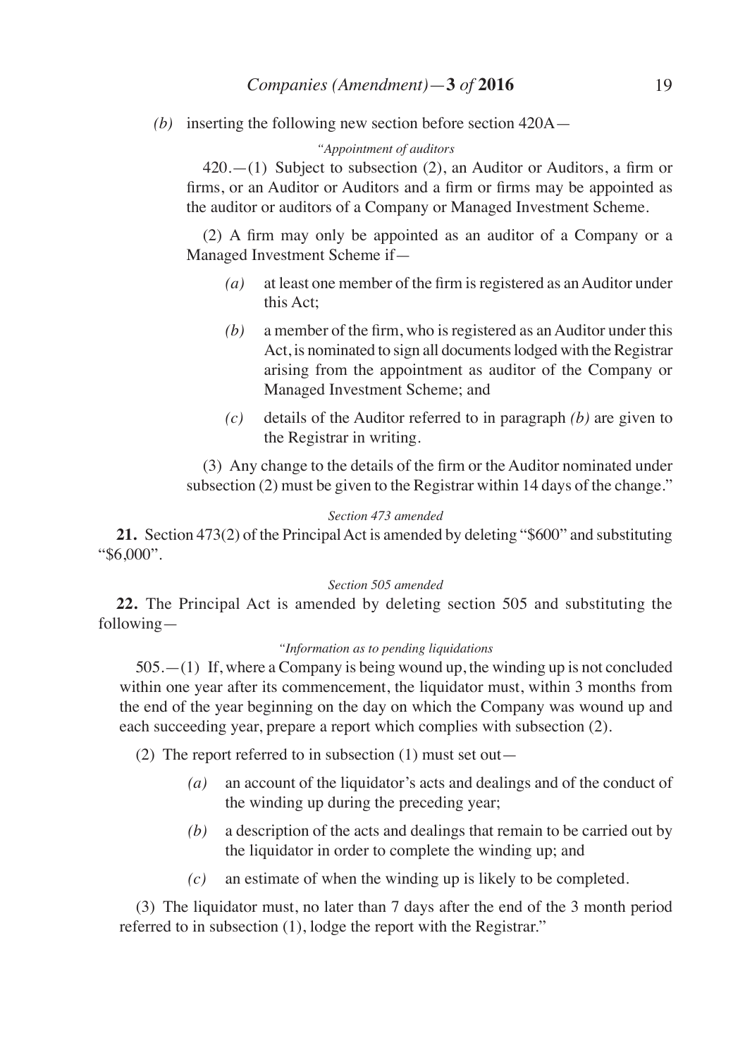*(b)* inserting the following new section before section 420A—

*"Appointment of auditors*

420.—(1) Subject to subsection (2), an Auditor or Auditors, a firm or firms, or an Auditor or Auditors and a firm or firms may be appointed as the auditor or auditors of a Company or Managed Investment Scheme.

(2) A firm may only be appointed as an auditor of a Company or a Managed Investment Scheme if—

*(a)* at least one member of the firm is registered as an Auditor under this Act;

*(b)* a member of the firm, who is registered as an Auditor under this Act, is nominated to sign all documents lodged with the Registrar arising from the appointment as auditor of the Company or Managed Investment Scheme; and

*(c)* details of the Auditor referred to in paragraph *(b)* are given to the Registrar in writing.

(3) Any change to the details of the firm or the Auditor nominated under subsection (2) must be given to the Registrar within 14 days of the change."

*Section 473 amended*

**21.** Section 473(2) of the Principal Act is amended by deleting "$600" and substituting "$6,000".

*Section 505 amended*

**22.** The Principal Act is amended by deleting section 505 and substituting the following—

*"Information as to pending liquidations*

505.—(1) If, where a Company is being wound up, the winding up is not concluded within one year after its commencement, the liquidator must, within 3 months from the end of the year beginning on the day on which the Company was wound up and each succeeding year, prepare a report which complies with subsection (2).

(2) The report referred to in subsection (1) must set out—

*(a)* an account of the liquidator's acts and dealings and of the conduct of the winding up during the preceding year;

*(b)* a description of the acts and dealings that remain to be carried out by the liquidator in order to complete the winding up; and

*(c)* an estimate of when the winding up is likely to be completed.

(3) The liquidator must, no later than 7 days after the end of the 3 month period referred to in subsection (1), lodge the report with the Registrar."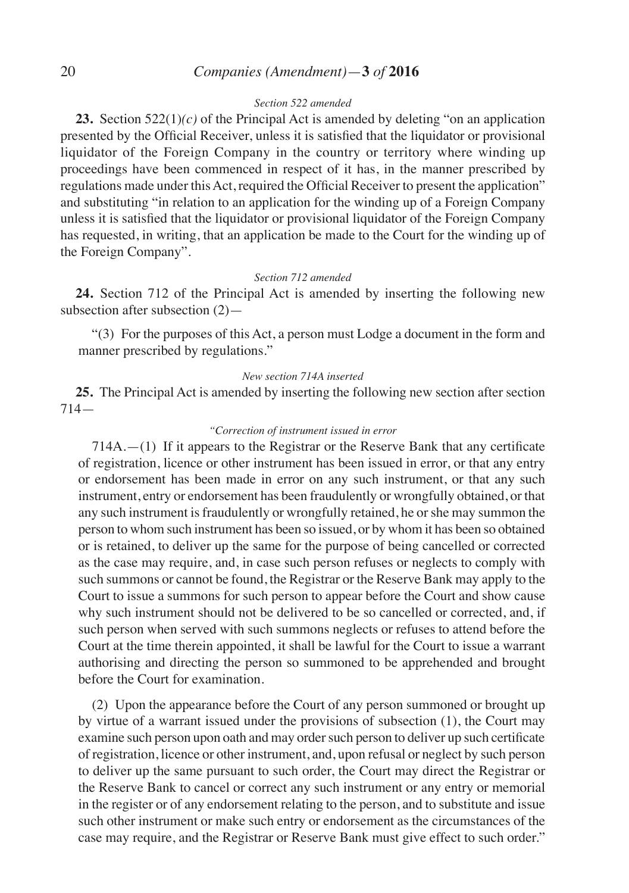*Section 522 amended*

**23.** Section 522(1)*(c)* of the Principal Act is amended by deleting "on an application presented by the Official Receiver, unless it is satisfied that the liquidator or provisional liquidator of the Foreign Company in the country or territory where winding up proceedings have been commenced in respect of it has, in the manner prescribed by regulations made under this Act, required the Official Receiver to present the application" and substituting "in relation to an application for the winding up of a Foreign Company unless it is satisfied that the liquidator or provisional liquidator of the Foreign Company has requested, in writing, that an application be made to the Court for the winding up of the Foreign Company".

*Section 712 amended*

**24.** Section 712 of the Principal Act is amended by inserting the following new subsection after subsection (2)—

"(3) For the purposes of this Act, a person must Lodge a document in the form and manner prescribed by regulations."

*New section 714A inserted*

**25.** The Principal Act is amended by inserting the following new section after section 714—

*"Correction of instrument issued in error*

714A.—(1) If it appears to the Registrar or the Reserve Bank that any certificate of registration, licence or other instrument has been issued in error, or that any entry or endorsement has been made in error on any such instrument, or that any such instrument, entry or endorsement has been fraudulently or wrongfully obtained, or that any such instrument is fraudulently or wrongfully retained, he or she may summon the person to whom such instrument has been so issued, or by whom it has been so obtained or is retained, to deliver up the same for the purpose of being cancelled or corrected as the case may require, and, in case such person refuses or neglects to comply with such summons or cannot be found, the Registrar or the Reserve Bank may apply to the Court to issue a summons for such person to appear before the Court and show cause why such instrument should not be delivered to be so cancelled or corrected, and, if such person when served with such summons neglects or refuses to attend before the Court at the time therein appointed, it shall be lawful for the Court to issue a warrant authorising and directing the person so summoned to be apprehended and brought before the Court for examination.

(2) Upon the appearance before the Court of any person summoned or brought up by virtue of a warrant issued under the provisions of subsection (1), the Court may examine such person upon oath and may order such person to deliver up such certificate of registration, licence or other instrument, and, upon refusal or neglect by such person to deliver up the same pursuant to such order, the Court may direct the Registrar or the Reserve Bank to cancel or correct any such instrument or any entry or memorial in the register or of any endorsement relating to the person, and to substitute and issue such other instrument or make such entry or endorsement as the circumstances of the case may require, and the Registrar or Reserve Bank must give effect to such order."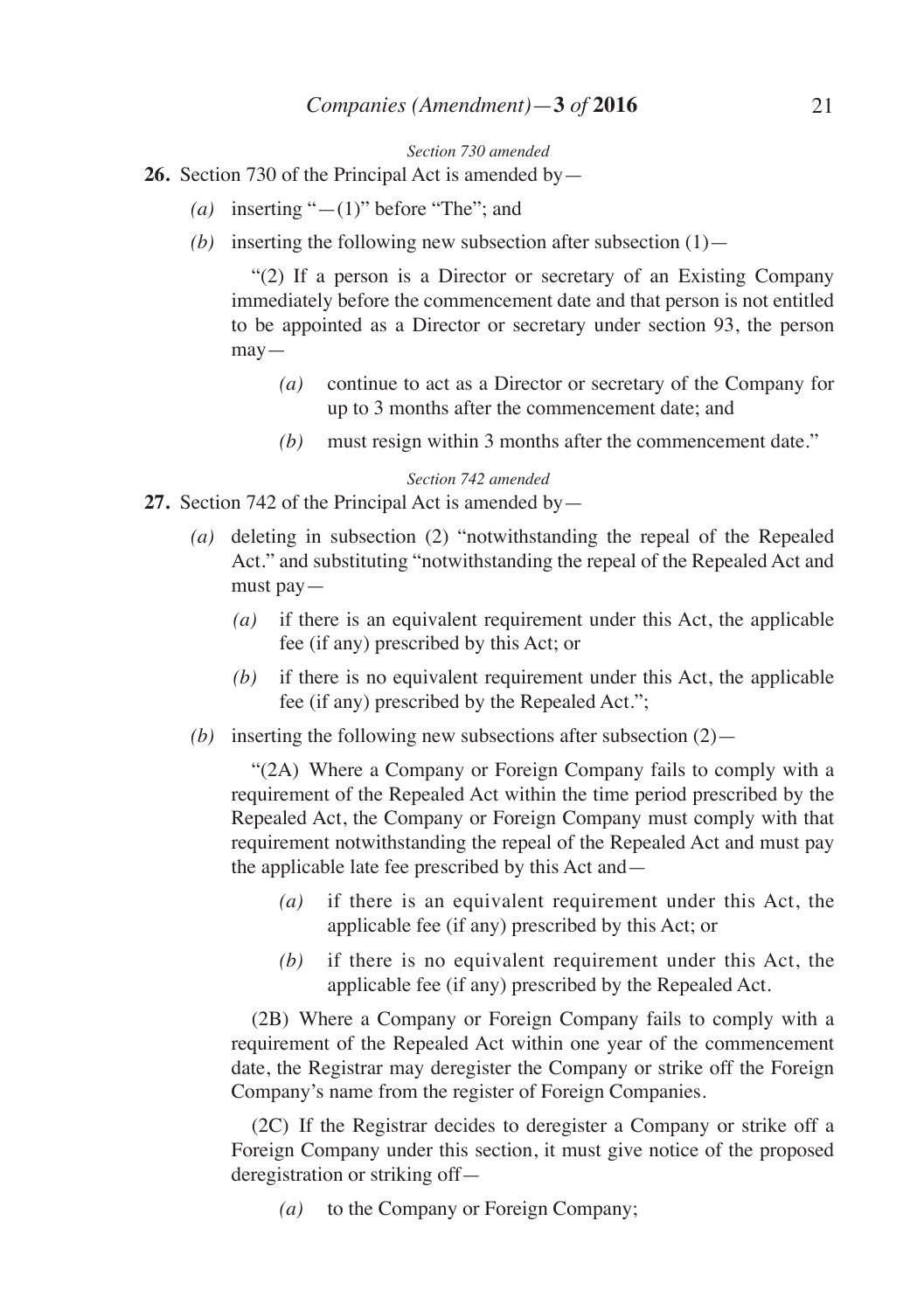*Section 730 amended*

**26.** Section 730 of the Principal Act is amended by—

*(a)* inserting "—(1)" before "The"; and

*(b)* inserting the following new subsection after subsection (1)—

"(2) If a person is a Director or secretary of an Existing Company immediately before the commencement date and that person is not entitled to be appointed as a Director or secretary under section 93, the person may—

*(a)* continue to act as a Director or secretary of the Company for up to 3 months after the commencement date; and

*(b)* must resign within 3 months after the commencement date."

*Section 742 amended*

**27.** Section 742 of the Principal Act is amended by—

*(a)* deleting in subsection (2) "notwithstanding the repeal of the Repealed Act." and substituting "notwithstanding the repeal of the Repealed Act and must pay—

*(a)* if there is an equivalent requirement under this Act, the applicable fee (if any) prescribed by this Act; or

*(b)* if there is no equivalent requirement under this Act, the applicable fee (if any) prescribed by the Repealed Act.";

*(b)* inserting the following new subsections after subsection (2)—

"(2A) Where a Company or Foreign Company fails to comply with a requirement of the Repealed Act within the time period prescribed by the Repealed Act, the Company or Foreign Company must comply with that requirement notwithstanding the repeal of the Repealed Act and must pay the applicable late fee prescribed by this Act and—

*(a)* if there is an equivalent requirement under this Act, the applicable fee (if any) prescribed by this Act; or

*(b)* if there is no equivalent requirement under this Act, the applicable fee (if any) prescribed by the Repealed Act.

(2B) Where a Company or Foreign Company fails to comply with a requirement of the Repealed Act within one year of the commencement date, the Registrar may deregister the Company or strike off the Foreign Company's name from the register of Foreign Companies.

(2C) If the Registrar decides to deregister a Company or strike off a Foreign Company under this section, it must give notice of the proposed deregistration or striking off—

*(a)* to the Company or Foreign Company;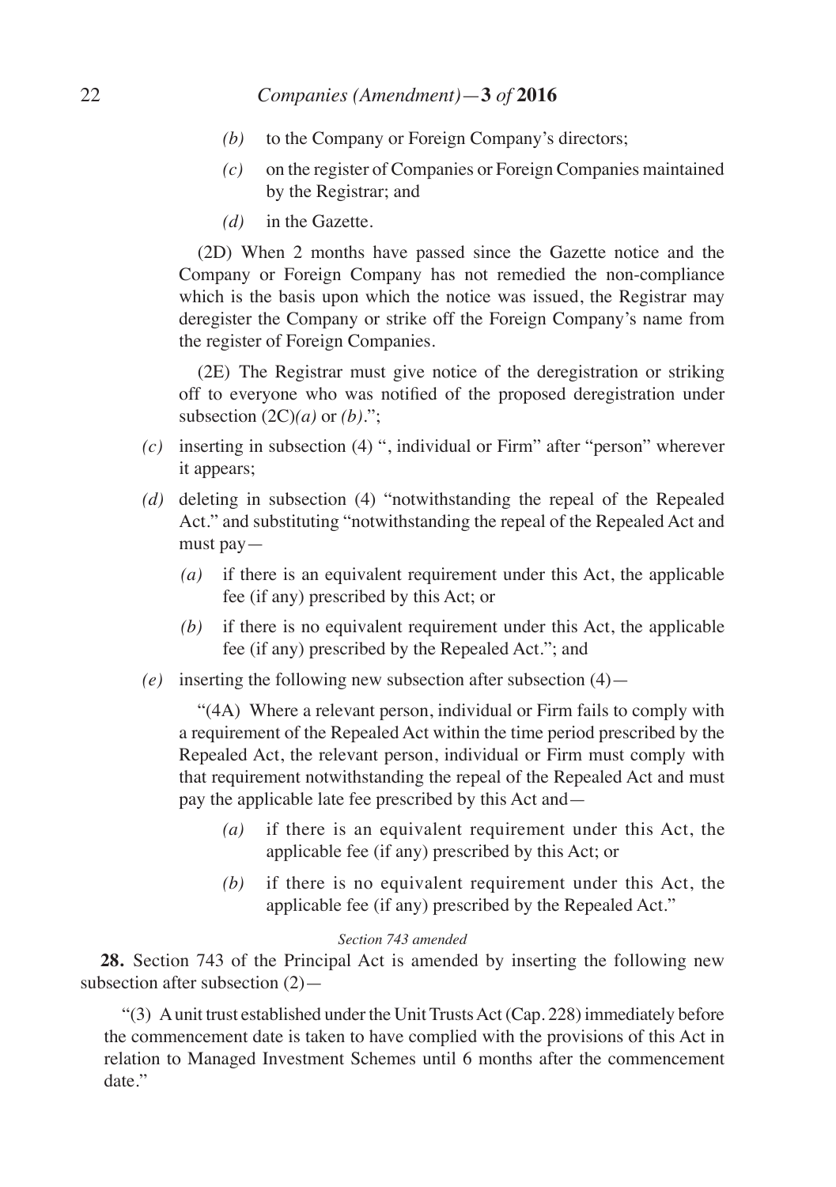- *(b)* to the Company or Foreign Company's directors;
- *(c)* on the register of Companies or Foreign Companies maintained by the Registrar; and
- *(d)* in the Gazette.

(2D) When 2 months have passed since the Gazette notice and the Company or Foreign Company has not remedied the non-compliance which is the basis upon which the notice was issued, the Registrar may deregister the Company or strike off the Foreign Company's name from the register of Foreign Companies.

(2E) The Registrar must give notice of the deregistration or striking off to everyone who was notified of the proposed deregistration under subsection (2C)*(a)* or *(b)*.";

*(c)* inserting in subsection (4) ", individual or Firm" after "person" wherever it appears;

*(d)* deleting in subsection (4) "notwithstanding the repeal of the Repealed Act." and substituting "notwithstanding the repeal of the Repealed Act and must pay—

- *(a)* if there is an equivalent requirement under this Act, the applicable fee (if any) prescribed by this Act; or
- *(b)* if there is no equivalent requirement under this Act, the applicable fee (if any) prescribed by the Repealed Act."; and

*(e)* inserting the following new subsection after subsection (4)—

"(4A) Where a relevant person, individual or Firm fails to comply with a requirement of the Repealed Act within the time period prescribed by the Repealed Act, the relevant person, individual or Firm must comply with that requirement notwithstanding the repeal of the Repealed Act and must pay the applicable late fee prescribed by this Act and—

- *(a)* if there is an equivalent requirement under this Act, the applicable fee (if any) prescribed by this Act; or
- *(b)* if there is no equivalent requirement under this Act, the applicable fee (if any) prescribed by the Repealed Act."

*Section 743 amended*

**28.** Section 743 of the Principal Act is amended by inserting the following new subsection after subsection (2)—

"(3) A unit trust established under the Unit Trusts Act (Cap. 228) immediately before the commencement date is taken to have complied with the provisions of this Act in relation to Managed Investment Schemes until 6 months after the commencement date."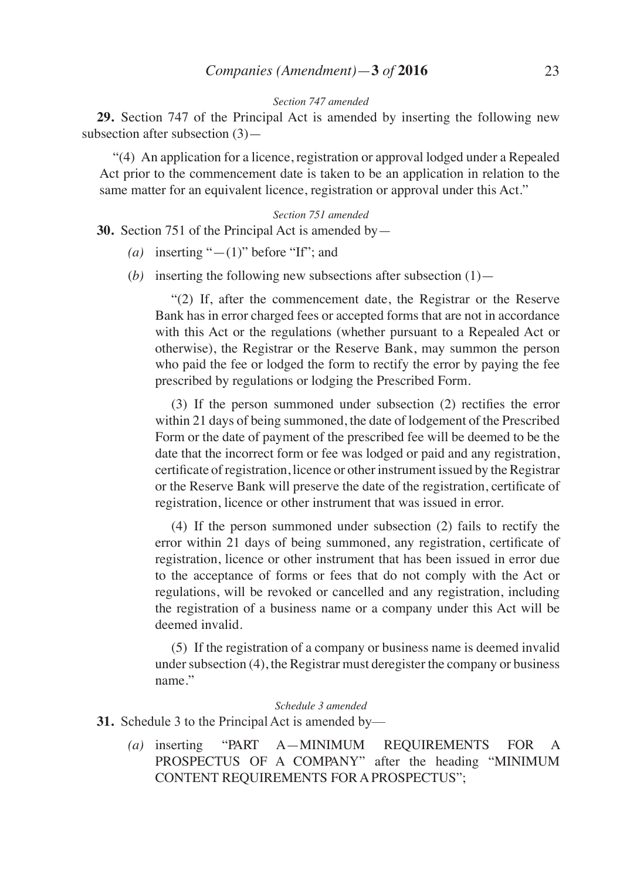*Section 747 amended*

**29.** Section 747 of the Principal Act is amended by inserting the following new subsection after subsection (3)—

"(4) An application for a licence, registration or approval lodged under a Repealed Act prior to the commencement date is taken to be an application in relation to the same matter for an equivalent licence, registration or approval under this Act."

*Section 751 amended*

**30.** Section 751 of the Principal Act is amended by—

- *(a)* inserting "—(1)" before "If"; and
- (*b*) inserting the following new subsections after subsection (1)—

  "(2) If, after the commencement date, the Registrar or the Reserve Bank has in error charged fees or accepted forms that are not in accordance with this Act or the regulations (whether pursuant to a Repealed Act or otherwise), the Registrar or the Reserve Bank, may summon the person who paid the fee or lodged the form to rectify the error by paying the fee prescribed by regulations or lodging the Prescribed Form.

  (3) If the person summoned under subsection (2) rectifies the error within 21 days of being summoned, the date of lodgement of the Prescribed Form or the date of payment of the prescribed fee will be deemed to be the date that the incorrect form or fee was lodged or paid and any registration, certificate of registration, licence or other instrument issued by the Registrar or the Reserve Bank will preserve the date of the registration, certificate of registration, licence or other instrument that was issued in error.

  (4) If the person summoned under subsection (2) fails to rectify the error within 21 days of being summoned, any registration, certificate of registration, licence or other instrument that has been issued in error due to the acceptance of forms or fees that do not comply with the Act or regulations, will be revoked or cancelled and any registration, including the registration of a business name or a company under this Act will be deemed invalid.

  (5) If the registration of a company or business name is deemed invalid under subsection (4), the Registrar must deregister the company or business name."

*Schedule 3 amended*

**31.** Schedule 3 to the Principal Act is amended by—

- *(a)* inserting "PART A—MINIMUM REQUIREMENTS FOR A PROSPECTUS OF A COMPANY" after the heading "MINIMUM CONTENT REQUIREMENTS FOR A PROSPECTUS";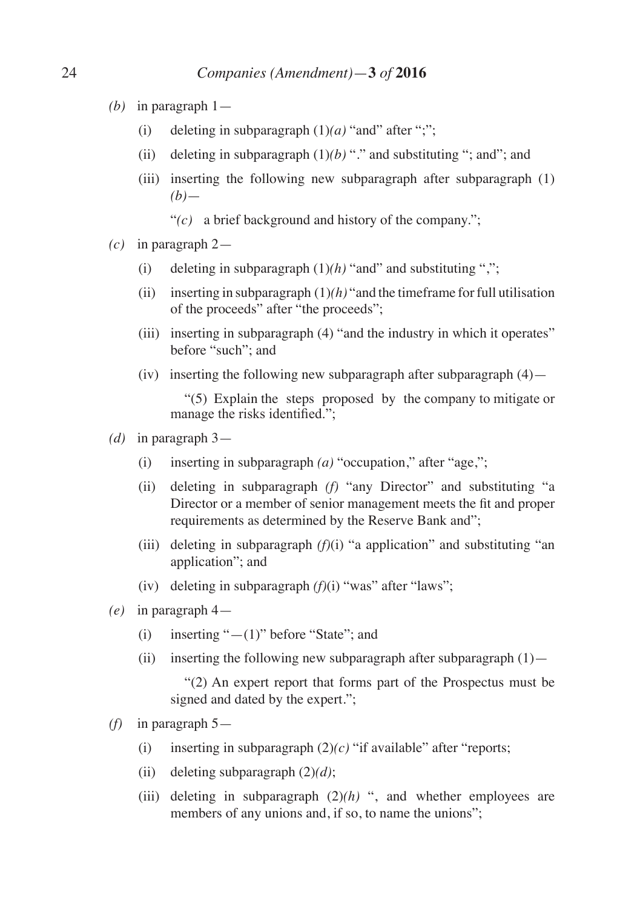*(b)* in paragraph 1—

(i) deleting in subparagraph (1)*(a)* "and" after ";";

(ii) deleting in subparagraph (1)*(b)* "." and substituting "; and"; and

(iii) inserting the following new subparagraph after subparagraph (1)*(b)*—

"*(c)* a brief background and history of the company.";

*(c)* in paragraph 2—

(i) deleting in subparagraph (1)*(h)* "and" and substituting ",";

(ii) inserting in subparagraph (1)*(h)* "and the timeframe for full utilisation of the proceeds" after "the proceeds";

(iii) inserting in subparagraph (4) "and the industry in which it operates" before "such"; and

(iv) inserting the following new subparagraph after subparagraph (4)—

"(5) Explain the steps proposed by the company to mitigate or manage the risks identified.";

*(d)* in paragraph 3—

(i) inserting in subparagraph *(a)* "occupation," after "age,";

(ii) deleting in subparagraph *(f)* "any Director" and substituting "a Director or a member of senior management meets the fit and proper requirements as determined by the Reserve Bank and";

(iii) deleting in subparagraph *(f)*(i) "a application" and substituting "an application"; and

(iv) deleting in subparagraph *(f)*(i) "was" after "laws";

*(e)* in paragraph 4—

(i) inserting "—(1)" before "State"; and

(ii) inserting the following new subparagraph after subparagraph (1)—

"(2) An expert report that forms part of the Prospectus must be signed and dated by the expert.";

*(f)* in paragraph 5—

(i) inserting in subparagraph (2)*(c)* "if available" after "reports;

(ii) deleting subparagraph (2)*(d)*;

(iii) deleting in subparagraph (2)*(h)* ", and whether employees are members of any unions and, if so, to name the unions";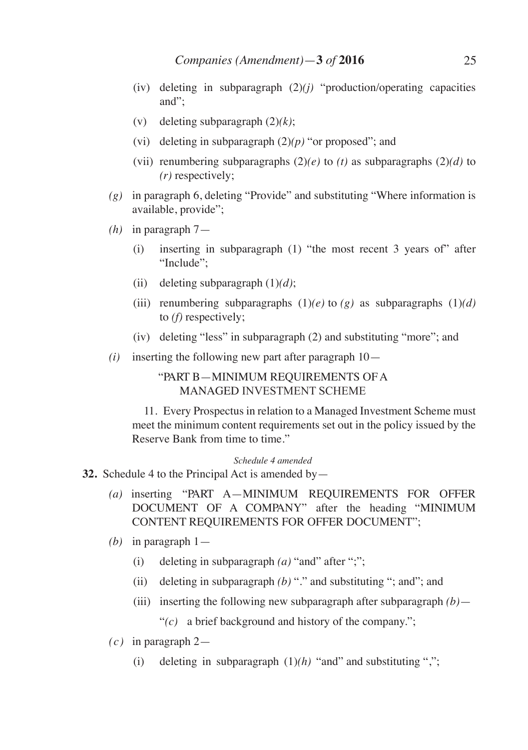(iv) deleting in subparagraph (2)*(j)* "production/operating capacities and";

(v) deleting subparagraph (2)*(k)*;

(vi) deleting in subparagraph (2)*(p)* "or proposed"; and

(vii) renumbering subparagraphs (2)*(e)* to *(t)* as subparagraphs (2)*(d)* to *(r)* respectively;

*(g)* in paragraph 6, deleting "Provide" and substituting "Where information is available, provide";

*(h)* in paragraph 7—

(i) inserting in subparagraph (1) "the most recent 3 years of" after "Include";

(ii) deleting subparagraph (1)*(d)*;

(iii) renumbering subparagraphs (1)*(e)* to *(g)* as subparagraphs (1)*(d)* to *(f)* respectively;

(iv) deleting "less" in subparagraph (2) and substituting "more"; and

*(i)* inserting the following new part after paragraph 10—

"PART B—MINIMUM REQUIREMENTS OF A MANAGED INVESTMENT SCHEME

11. Every Prospectus in relation to a Managed Investment Scheme must meet the minimum content requirements set out in the policy issued by the Reserve Bank from time to time."

*Schedule 4 amended*

**32.** Schedule 4 to the Principal Act is amended by—

*(a)* inserting "PART A—MINIMUM REQUIREMENTS FOR OFFER DOCUMENT OF A COMPANY" after the heading "MINIMUM CONTENT REQUIREMENTS FOR OFFER DOCUMENT";

*(b)* in paragraph 1—

(i) deleting in subparagraph *(a)* "and" after ";";

(ii) deleting in subparagraph *(b)* "." and substituting "; and"; and

(iii) inserting the following new subparagraph after subparagraph *(b)*—

"*(c)* a brief background and history of the company.";

*(c)* in paragraph 2—

(i) deleting in subparagraph (1)*(h)* "and" and substituting ",";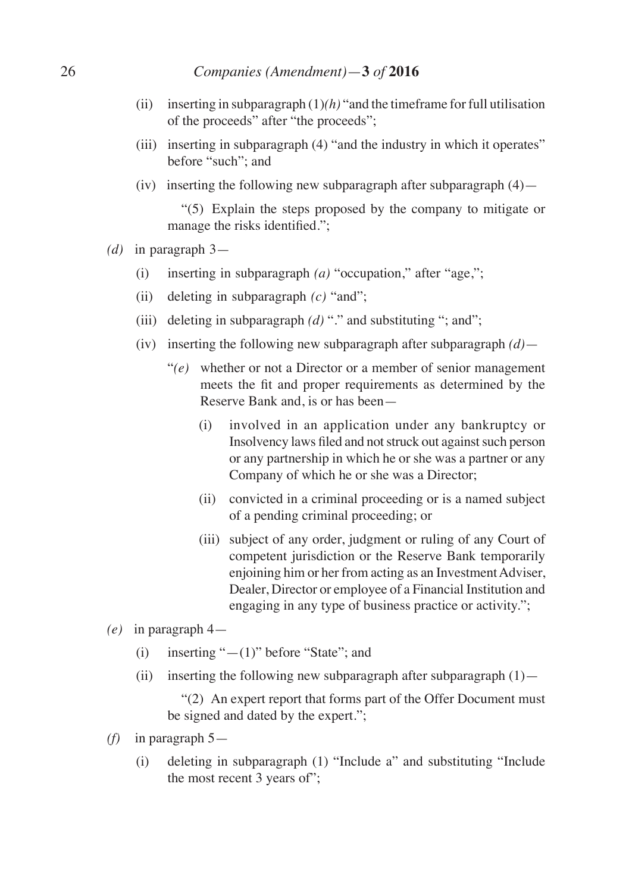- (ii) inserting in subparagraph (1)*(h)* "and the timeframe for full utilisation of the proceeds" after "the proceeds";
- (iii) inserting in subparagraph (4) "and the industry in which it operates" before "such"; and
- (iv) inserting the following new subparagraph after subparagraph (4)—

  "(5) Explain the steps proposed by the company to mitigate or manage the risks identified.";

*(d)* in paragraph 3—

- (i) inserting in subparagraph *(a)* "occupation," after "age,";
- (ii) deleting in subparagraph *(c)* "and";
- (iii) deleting in subparagraph *(d)* "." and substituting "; and";
- (iv) inserting the following new subparagraph after subparagraph *(d)*—

  "*(e)* whether or not a Director or a member of senior management meets the fit and proper requirements as determined by the Reserve Bank and, is or has been—

  - (i) involved in an application under any bankruptcy or Insolvency laws filed and not struck out against such person or any partnership in which he or she was a partner or any Company of which he or she was a Director;
  - (ii) convicted in a criminal proceeding or is a named subject of a pending criminal proceeding; or
  - (iii) subject of any order, judgment or ruling of any Court of competent jurisdiction or the Reserve Bank temporarily enjoining him or her from acting as an Investment Adviser, Dealer, Director or employee of a Financial Institution and engaging in any type of business practice or activity.";

*(e)* in paragraph 4—

- (i) inserting "—(1)" before "State"; and
- (ii) inserting the following new subparagraph after subparagraph (1)—

  "(2) An expert report that forms part of the Offer Document must be signed and dated by the expert.";

*(f)* in paragraph 5—

- (i) deleting in subparagraph (1) "Include a" and substituting "Include the most recent 3 years of";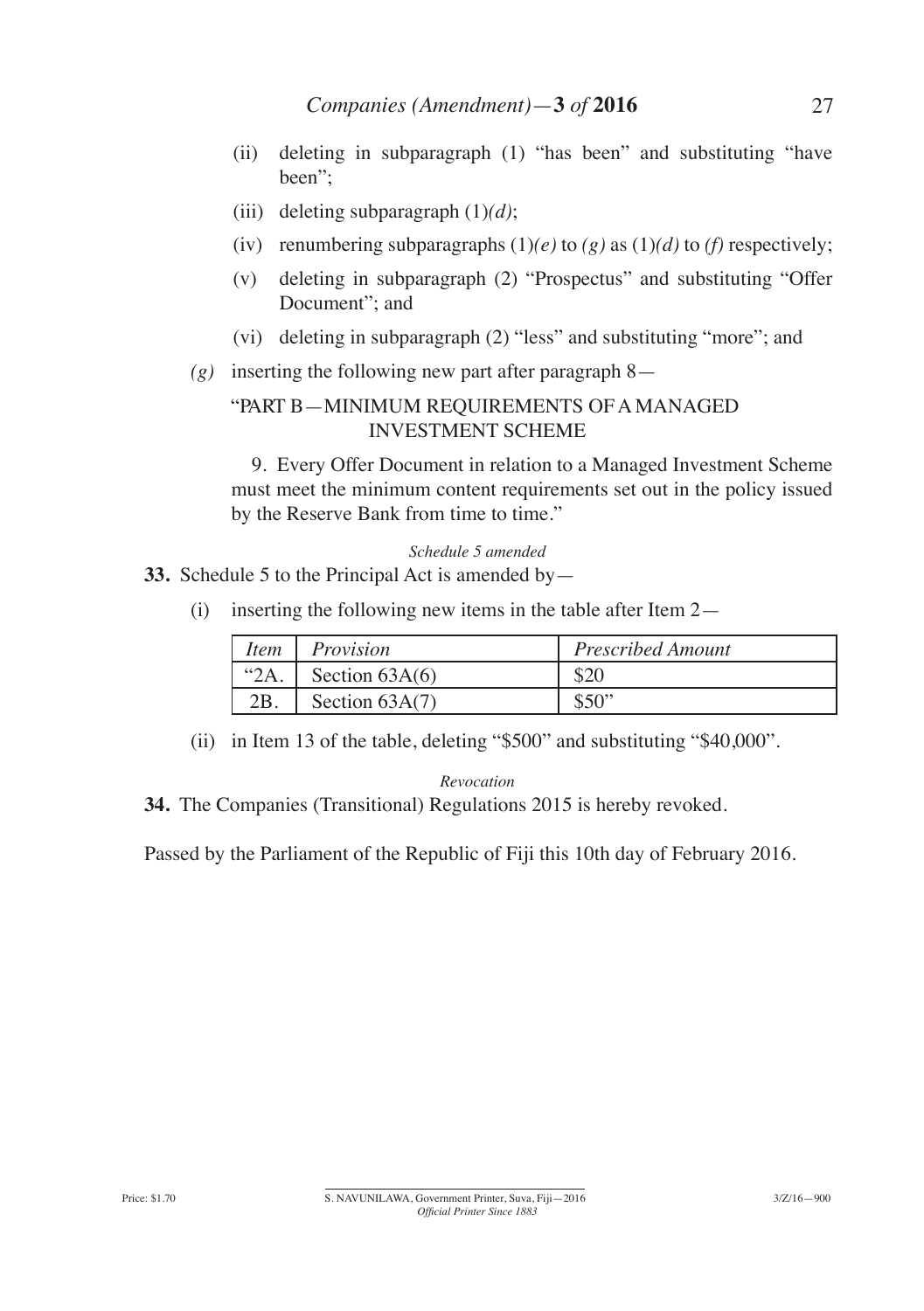(ii) deleting in subparagraph (1) "has been" and substituting "have been";

(iii) deleting subparagraph (1)*(d)*;

(iv) renumbering subparagraphs (1)*(e)* to *(g)* as (1)*(d)* to *(f)* respectively;

(v) deleting in subparagraph (2) "Prospectus" and substituting "Offer Document"; and

(vi) deleting in subparagraph (2) "less" and substituting "more"; and

*(g)* inserting the following new part after paragraph 8—

"PART B—MINIMUM REQUIREMENTS OF A MANAGED INVESTMENT SCHEME

9. Every Offer Document in relation to a Managed Investment Scheme must meet the minimum content requirements set out in the policy issued by the Reserve Bank from time to time."

*Schedule 5 amended*

**33.** Schedule 5 to the Principal Act is amended by—

(i) inserting the following new items in the table after Item 2—

| *Item* | *Provision* | *Prescribed Amount* |
|---|---|---|
| "2A. | Section 63A(6) | $20 |
| 2B. | Section 63A(7) | $50" |

(ii) in Item 13 of the table, deleting "$500" and substituting "$40,000".

*Revocation*

**34.** The Companies (Transitional) Regulations 2015 is hereby revoked.

Passed by the Parliament of the Republic of Fiji this 10th day of February 2016.